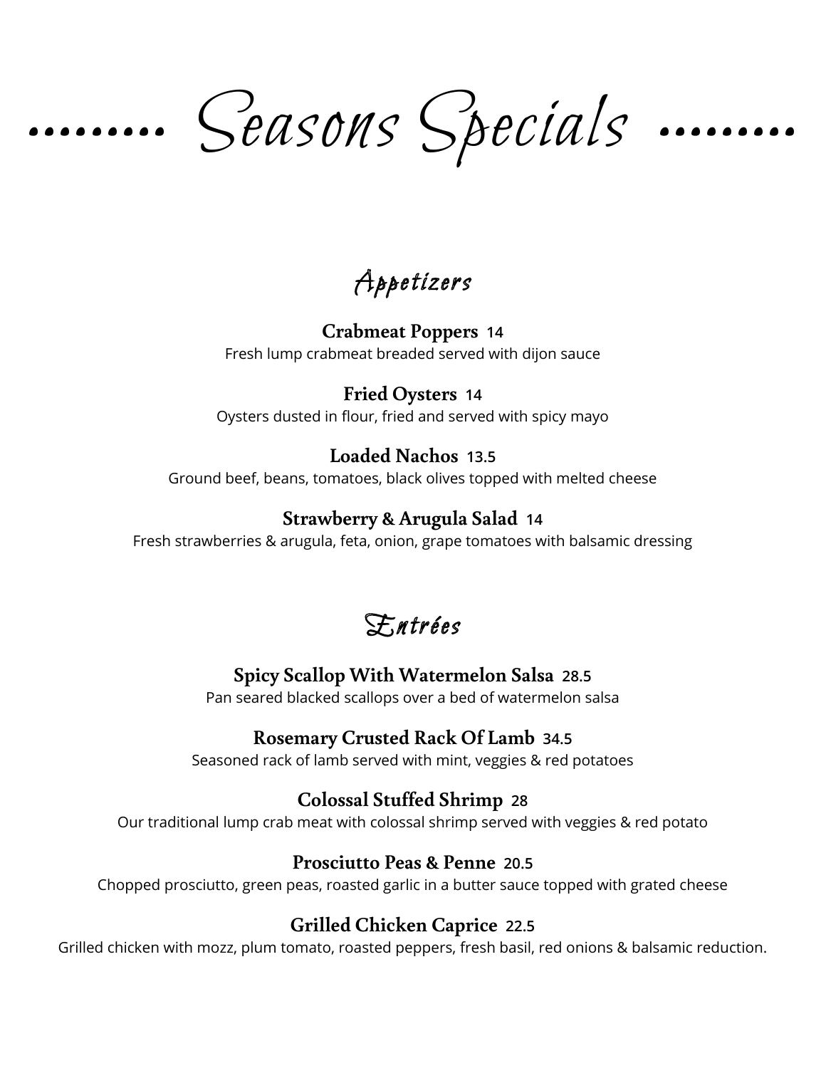# ........ Seasons Specials ........

## Appetizers

**Crabmeat Poppers** 14
Fresh lump crabmeat breaded served with dijon sauce

**Fried Oysters** 14
Oysters dusted in flour, fried and served with spicy mayo

**Loaded Nachos** 13.5
Ground beef, beans, tomatoes, black olives topped with melted cheese

**Strawberry & Arugula Salad** 14
Fresh strawberries & arugula, feta, onion, grape tomatoes with balsamic dressing

## Entrées

**Spicy Scallop With Watermelon Salsa** 28.5
Pan seared blacked scallops over a bed of watermelon salsa

**Rosemary Crusted Rack Of Lamb** 34.5
Seasoned rack of lamb served with mint, veggies & red potatoes

**Colossal Stuffed Shrimp** 28
Our traditional lump crab meat with colossal shrimp served with veggies & red potato

**Prosciutto Peas & Penne** 20.5
Chopped prosciutto, green peas, roasted garlic in a butter sauce topped with grated cheese

**Grilled Chicken Caprice** 22.5
Grilled chicken with mozz, plum tomato, roasted peppers, fresh basil, red onions & balsamic reduction.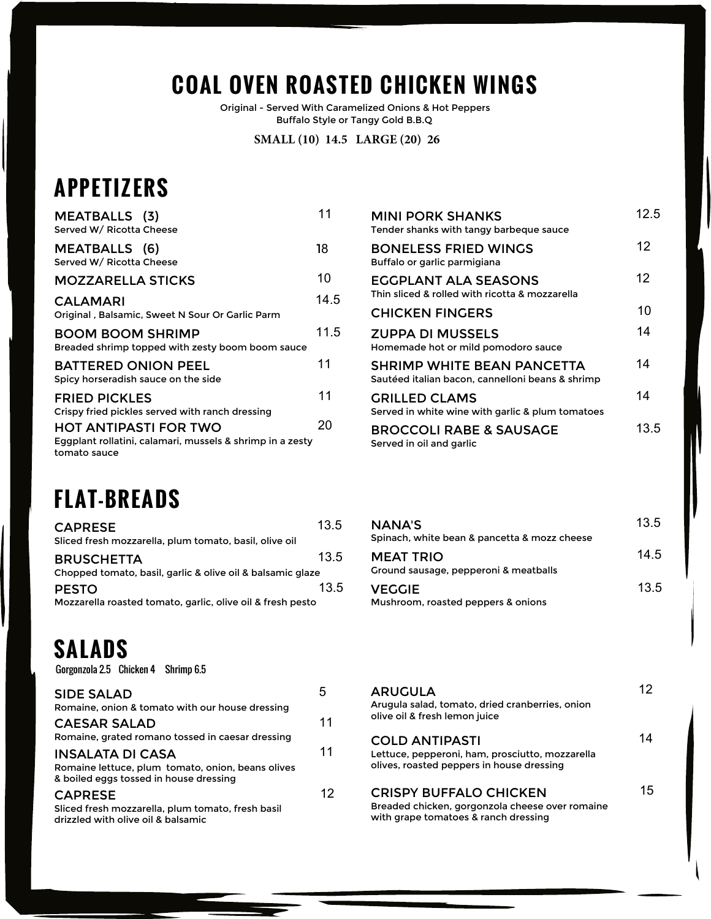# COAL OVEN ROASTED CHICKEN WINGS

Original - Served With Caramelized Onions & Hot Peppers
Buffalo Style or Tangy Gold B.B.Q

**SMALL (10) 14.5 LARGE (20) 26**

## APPETIZERS

**MEATBALLS (3)** 11
Served W/ Ricotta Cheese

**MEATBALLS (6)** 18
Served W/ Ricotta Cheese

**MOZZARELLA STICKS** 10

**CALAMARI** 14.5
Original , Balsamic, Sweet N Sour Or Garlic Parm

**BOOM BOOM SHRIMP** 11.5
Breaded shrimp topped with zesty boom boom sauce

**BATTERED ONION PEEL** 11
Spicy horseradish sauce on the side

**FRIED PICKLES** 11
Crispy fried pickles served with ranch dressing

**HOT ANTIPASTI FOR TWO** 20
Eggplant rollatini, calamari, mussels & shrimp in a zesty tomato sauce

**MINI PORK SHANKS** 12.5
Tender shanks with tangy barbeque sauce

**BONELESS FRIED WINGS** 12
Buffalo or garlic parmigiana

**EGGPLANT ALA SEASONS** 12
Thin sliced & rolled with ricotta & mozzarella

**CHICKEN FINGERS** 10

**ZUPPA DI MUSSELS** 14
Homemade hot or mild pomodoro sauce

**SHRIMP WHITE BEAN PANCETTA** 14
Sautéed italian bacon, cannelloni beans & shrimp

**GRILLED CLAMS** 14
Served in white wine with garlic & plum tomatoes

**BROCCOLI RABE & SAUSAGE** 13.5
Served in oil and garlic

## FLAT-BREADS

**CAPRESE** 13.5
Sliced fresh mozzarella, plum tomato, basil, olive oil

**BRUSCHETTA** 13.5
Chopped tomato, basil, garlic & olive oil & balsamic glaze

**PESTO** 13.5
Mozzarella roasted tomato, garlic, olive oil & fresh pesto

**NANA'S** 13.5
Spinach, white bean & pancetta & mozz cheese

**MEAT TRIO** 14.5
Ground sausage, pepperoni & meatballs

**VEGGIE** 13.5
Mushroom, roasted peppers & onions

## SALADS

Gorgonzola 2.5 Chicken 4 Shrimp 6.5

**SIDE SALAD** 5
Romaine, onion & tomato with our house dressing

**CAESAR SALAD** 11
Romaine, grated romano tossed in caesar dressing

**INSALATA DI CASA** 11
Romaine lettuce, plum tomato, onion, beans olives & boiled eggs tossed in house dressing

**CAPRESE** 12
Sliced fresh mozzarella, plum tomato, fresh basil drizzled with olive oil & balsamic

**ARUGULA** 12
Arugula salad, tomato, dried cranberries, onion olive oil & fresh lemon juice

**COLD ANTIPASTI** 14
Lettuce, pepperoni, ham, prosciutto, mozzarella olives, roasted peppers in house dressing

**CRISPY BUFFALO CHICKEN** 15
Breaded chicken, gorgonzola cheese over romaine with grape tomatoes & ranch dressing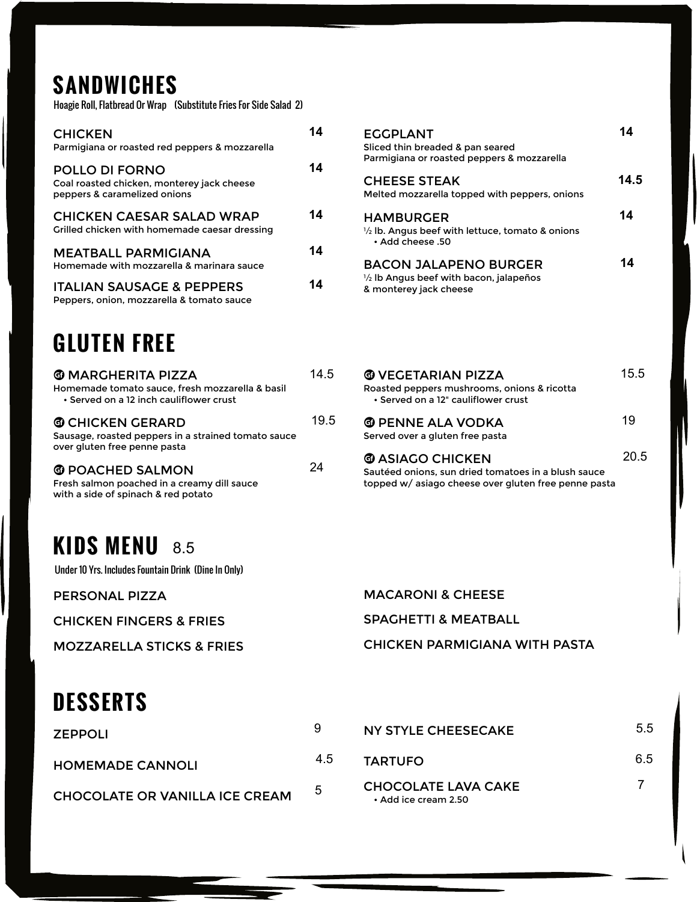## SANDWICHES

Hoagie Roll, Flatbread Or Wrap (Substitute Fries For Side Salad 2)

**CHICKEN** 14
Parmigiana or roasted red peppers & mozzarella

**POLLO DI FORNO** 14
Coal roasted chicken, monterey jack cheese peppers & caramelized onions

**CHICKEN CAESAR SALAD WRAP** 14
Grilled chicken with homemade caesar dressing

**MEATBALL PARMIGIANA** 14
Homemade with mozzarella & marinara sauce

**ITALIAN SAUSAGE & PEPPERS** 14
Peppers, onion, mozzarella & tomato sauce

**EGGPLANT** 14
Sliced thin breaded & pan seared
Parmigiana or roasted peppers & mozzarella

**CHEESE STEAK** 14.5
Melted mozzarella topped with peppers, onions

**HAMBURGER** 14
½ lb. Angus beef with lettuce, tomato & onions
- Add cheese .50

**BACON JALAPENO BURGER** 14
½ lb Angus beef with bacon, jalapeños & monterey jack cheese

## GLUTEN FREE

**Gf MARGHERITA PIZZA** 14.5
Homemade tomato sauce, fresh mozzarella & basil
- Served on a 12 inch cauliflower crust

**Gf CHICKEN GERARD** 19.5
Sausage, roasted peppers in a strained tomato sauce over gluten free penne pasta

**Gf POACHED SALMON** 24
Fresh salmon poached in a creamy dill sauce with a side of spinach & red potato

**Gf VEGETARIAN PIZZA** 15.5
Roasted peppers mushrooms, onions & ricotta
- Served on a 12" cauliflower crust

**Gf PENNE ALA VODKA** 19
Served over a gluten free pasta

**Gf ASIAGO CHICKEN** 20.5
Sautéed onions, sun dried tomatoes in a blush sauce topped w/ asiago cheese over gluten free penne pasta

## KIDS MENU 8.5

Under 10 Yrs. Includes Fountain Drink (Dine In Only)

- PERSONAL PIZZA
- CHICKEN FINGERS & FRIES
- MOZZARELLA STICKS & FRIES
- MACARONI & CHEESE
- SPAGHETTI & MEATBALL
- CHICKEN PARMIGIANA WITH PASTA

## DESSERTS

**ZEPPOLI** 9

**HOMEMADE CANNOLI** 4.5

**CHOCOLATE OR VANILLA ICE CREAM** 5

**NY STYLE CHEESECAKE** 5.5

**TARTUFO** 6.5

**CHOCOLATE LAVA CAKE** 7
- Add ice cream 2.50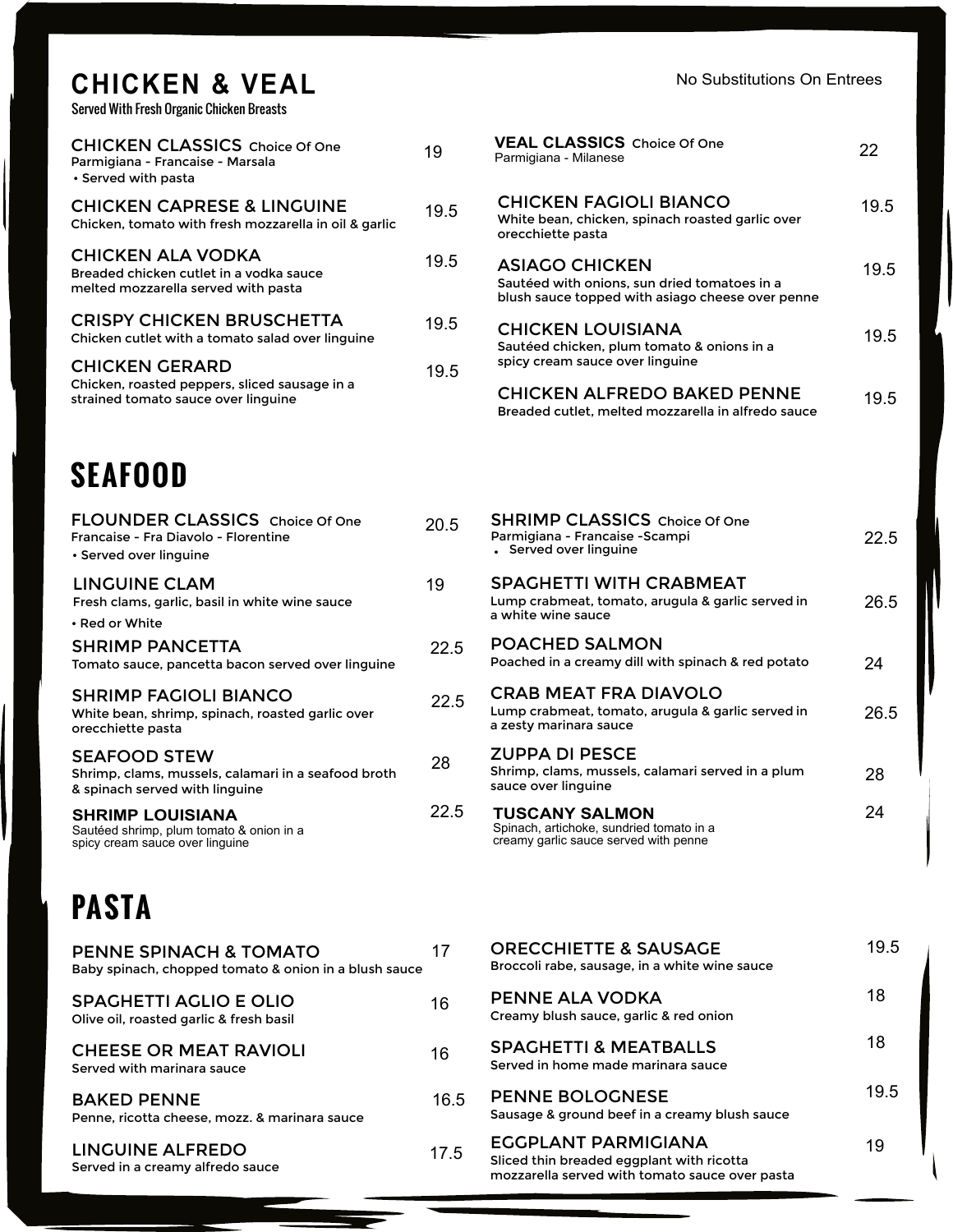## CHICKEN & VEAL

Served With Fresh Organic Chicken Breasts

No Substitutions On Entrees

**CHICKEN CLASSICS** Choice Of One — 19
Parmigiana - Francaise - Marsala
- Served with pasta

**CHICKEN CAPRESE & LINGUINE** — 19.5
Chicken, tomato with fresh mozzarella in oil & garlic

**CHICKEN ALA VODKA** — 19.5
Breaded chicken cutlet in a vodka sauce melted mozzarella served with pasta

**CRISPY CHICKEN BRUSCHETTA** — 19.5
Chicken cutlet with a tomato salad over linguine

**CHICKEN GERARD** — 19.5
Chicken, roasted peppers, sliced sausage in a strained tomato sauce over linguine

**VEAL CLASSICS** Choice Of One — 22
Parmigiana - Milanese

**CHICKEN FAGIOLI BIANCO** — 19.5
White bean, chicken, spinach roasted garlic over orecchiette pasta

**ASIAGO CHICKEN** — 19.5
Sautéed with onions, sun dried tomatoes in a blush sauce topped with asiago cheese over penne

**CHICKEN LOUISIANA** — 19.5
Sautéed chicken, plum tomato & onions in a spicy cream sauce over linguine

**CHICKEN ALFREDO BAKED PENNE** — 19.5
Breaded cutlet, melted mozzarella in alfredo sauce

## SEAFOOD

**FLOUNDER CLASSICS** Choice Of One — 20.5
Francaise - Fra Diavolo - Florentine
- Served over linguine

**LINGUINE CLAM** — 19
Fresh clams, garlic, basil in white wine sauce
- Red or White

**SHRIMP PANCETTA** — 22.5
Tomato sauce, pancetta bacon served over linguine

**SHRIMP FAGIOLI BIANCO** — 22.5
White bean, shrimp, spinach, roasted garlic over orecchiette pasta

**SEAFOOD STEW** — 28
Shrimp, clams, mussels, calamari in a seafood broth & spinach served with linguine

**SHRIMP LOUISIANA** — 22.5
Sautéed shrimp, plum tomato & onion in a spicy cream sauce over linguine

**SHRIMP CLASSICS** Choice Of One — 22.5
Parmigiana - Francaise -Scampi
- Served over linguine

**SPAGHETTI WITH CRABMEAT** — 26.5
Lump crabmeat, tomato, arugula & garlic served in a white wine sauce

**POACHED SALMON** — 24
Poached in a creamy dill with spinach & red potato

**CRAB MEAT FRA DIAVOLO** — 26.5
Lump crabmeat, tomato, arugula & garlic served in a zesty marinara sauce

**ZUPPA DI PESCE** — 28
Shrimp, clams, mussels, calamari served in a plum sauce over linguine

**TUSCANY SALMON** — 24
Spinach, artichoke, sundried tomato in a creamy garlic sauce served with penne

## PASTA

**PENNE SPINACH & TOMATO** — 17
Baby spinach, chopped tomato & onion in a blush sauce

**SPAGHETTI AGLIO E OLIO** — 16
Olive oil, roasted garlic & fresh basil

**CHEESE OR MEAT RAVIOLI** — 16
Served with marinara sauce

**BAKED PENNE** — 16.5
Penne, ricotta cheese, mozz. & marinara sauce

**LINGUINE ALFREDO** — 17.5
Served in a creamy alfredo sauce

**ORECCHIETTE & SAUSAGE** — 19.5
Broccoli rabe, sausage, in a white wine sauce

**PENNE ALA VODKA** — 18
Creamy blush sauce, garlic & red onion

**SPAGHETTI & MEATBALLS** — 18
Served in home made marinara sauce

**PENNE BOLOGNESE** — 19.5
Sausage & ground beef in a creamy blush sauce

**EGGPLANT PARMIGIANA** — 19
Sliced thin breaded eggplant with ricotta mozzarella served with tomato sauce over pasta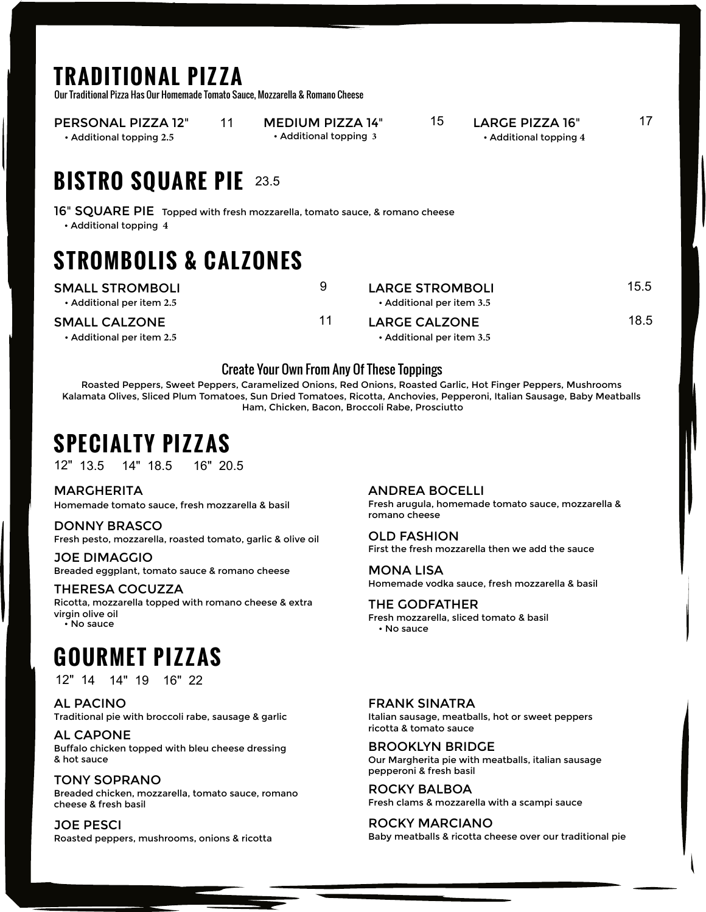# TRADITIONAL PIZZA

Our Traditional Pizza Has Our Homemade Tomato Sauce, Mozzarella & Romano Cheese

PERSONAL PIZZA 12" 11
- Additional topping 2.5

MEDIUM PIZZA 14" 15
- Additional topping 3

LARGE PIZZA 16" 17
- Additional topping 4

# BISTRO SQUARE PIE 23.5

16" SQUARE PIE Topped with fresh mozzarella, tomato sauce, & romano cheese
- Additional topping 4

# STROMBOLIS & CALZONES

SMALL STROMBOLI 9
- Additional per item 2.5

SMALL CALZONE 11
- Additional per item 2.5

LARGE STROMBOLI 15.5
- Additional per item 3.5

LARGE CALZONE 18.5
- Additional per item 3.5

## Create Your Own From Any Of These Toppings

Roasted Peppers, Sweet Peppers, Caramelized Onions, Red Onions, Roasted Garlic, Hot Finger Peppers, Mushrooms Kalamata Olives, Sliced Plum Tomatoes, Sun Dried Tomatoes, Ricotta, Anchovies, Pepperoni, Italian Sausage, Baby Meatballs Ham, Chicken, Bacon, Broccoli Rabe, Prosciutto

# SPECIALTY PIZZAS

12" 13.5 14" 18.5 16" 20.5

MARGHERITA
Homemade tomato sauce, fresh mozzarella & basil

DONNY BRASCO
Fresh pesto, mozzarella, roasted tomato, garlic & olive oil

JOE DIMAGGIO
Breaded eggplant, tomato sauce & romano cheese

THERESA COCUZZA
Ricotta, mozzarella topped with romano cheese & extra virgin olive oil
- No sauce

ANDREA BOCELLI
Fresh arugula, homemade tomato sauce, mozzarella & romano cheese

OLD FASHION
First the fresh mozzarella then we add the sauce

MONA LISA
Homemade vodka sauce, fresh mozzarella & basil

THE GODFATHER
Fresh mozzarella, sliced tomato & basil
- No sauce

# GOURMET PIZZAS

12" 14 14" 19 16" 22

AL PACINO
Traditional pie with broccoli rabe, sausage & garlic

AL CAPONE
Buffalo chicken topped with bleu cheese dressing & hot sauce

TONY SOPRANO
Breaded chicken, mozzarella, tomato sauce, romano cheese & fresh basil

JOE PESCI
Roasted peppers, mushrooms, onions & ricotta

FRANK SINATRA
Italian sausage, meatballs, hot or sweet peppers ricotta & tomato sauce

BROOKLYN BRIDGE
Our Margherita pie with meatballs, italian sausage pepperoni & fresh basil

ROCKY BALBOA
Fresh clams & mozzarella with a scampi sauce

ROCKY MARCIANO
Baby meatballs & ricotta cheese over our traditional pie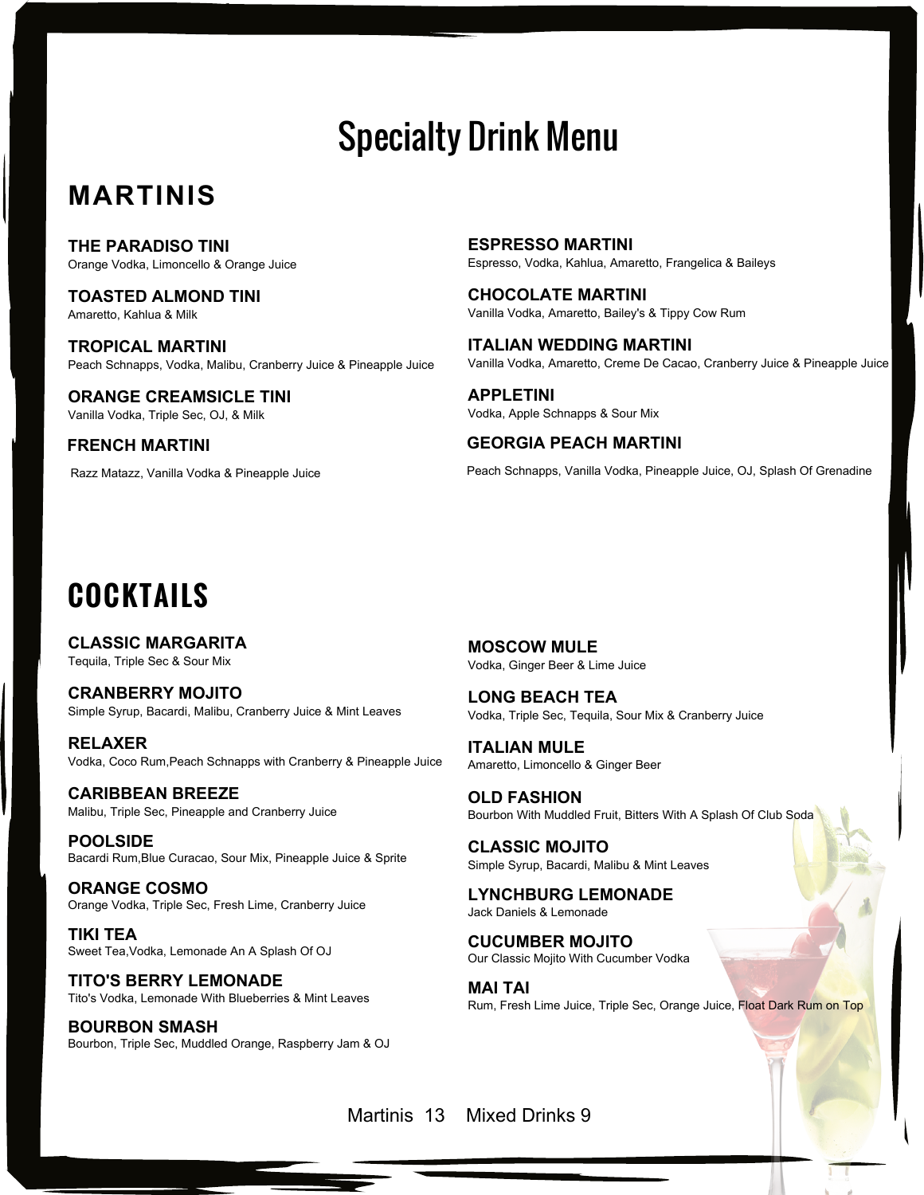# Specialty Drink Menu

## MARTINIS

**THE PARADISO TINI**
Orange Vodka, Limoncello & Orange Juice

**TOASTED ALMOND TINI**
Amaretto, Kahlua & Milk

**TROPICAL MARTINI**
Peach Schnapps, Vodka, Malibu, Cranberry Juice & Pineapple Juice

**ORANGE CREAMSICLE TINI**
Vanilla Vodka, Triple Sec, OJ, & Milk

**FRENCH MARTINI**
Razz Matazz, Vanilla Vodka & Pineapple Juice

**ESPRESSO MARTINI**
Espresso, Vodka, Kahlua, Amaretto, Frangelica & Baileys

**CHOCOLATE MARTINI**
Vanilla Vodka, Amaretto, Bailey's & Tippy Cow Rum

**ITALIAN WEDDING MARTINI**
Vanilla Vodka, Amaretto, Creme De Cacao, Cranberry Juice & Pineapple Juice

**APPLETINI**
Vodka, Apple Schnapps & Sour Mix

**GEORGIA PEACH MARTINI**
Peach Schnapps, Vanilla Vodka, Pineapple Juice, OJ, Splash Of Grenadine

## COCKTAILS

**CLASSIC MARGARITA**
Tequila, Triple Sec & Sour Mix

**CRANBERRY MOJITO**
Simple Syrup, Bacardi, Malibu, Cranberry Juice & Mint Leaves

**RELAXER**
Vodka, Coco Rum,Peach Schnapps with Cranberry & Pineapple Juice

**CARIBBEAN BREEZE**
Malibu, Triple Sec, Pineapple and Cranberry Juice

**POOLSIDE**
Bacardi Rum,Blue Curacao, Sour Mix, Pineapple Juice & Sprite

**ORANGE COSMO**
Orange Vodka, Triple Sec, Fresh Lime, Cranberry Juice

**TIKI TEA**
Sweet Tea,Vodka, Lemonade An A Splash Of OJ

**TITO'S BERRY LEMONADE**
Tito's Vodka, Lemonade With Blueberries & Mint Leaves

**BOURBON SMASH**
Bourbon, Triple Sec, Muddled Orange, Raspberry Jam & OJ

**MOSCOW MULE**
Vodka, Ginger Beer & Lime Juice

**LONG BEACH TEA**
Vodka, Triple Sec, Tequila, Sour Mix & Cranberry Juice

**ITALIAN MULE**
Amaretto, Limoncello & Ginger Beer

**OLD FASHION**
Bourbon With Muddled Fruit, Bitters With A Splash Of Club Soda

**CLASSIC MOJITO**
Simple Syrup, Bacardi, Malibu & Mint Leaves

**LYNCHBURG LEMONADE**
Jack Daniels & Lemonade

**CUCUMBER MOJITO**
Our Classic Mojito With Cucumber Vodka

**MAI TAI**
Rum, Fresh Lime Juice, Triple Sec, Orange Juice, Float Dark Rum on Top

Martinis 13 Mixed Drinks 9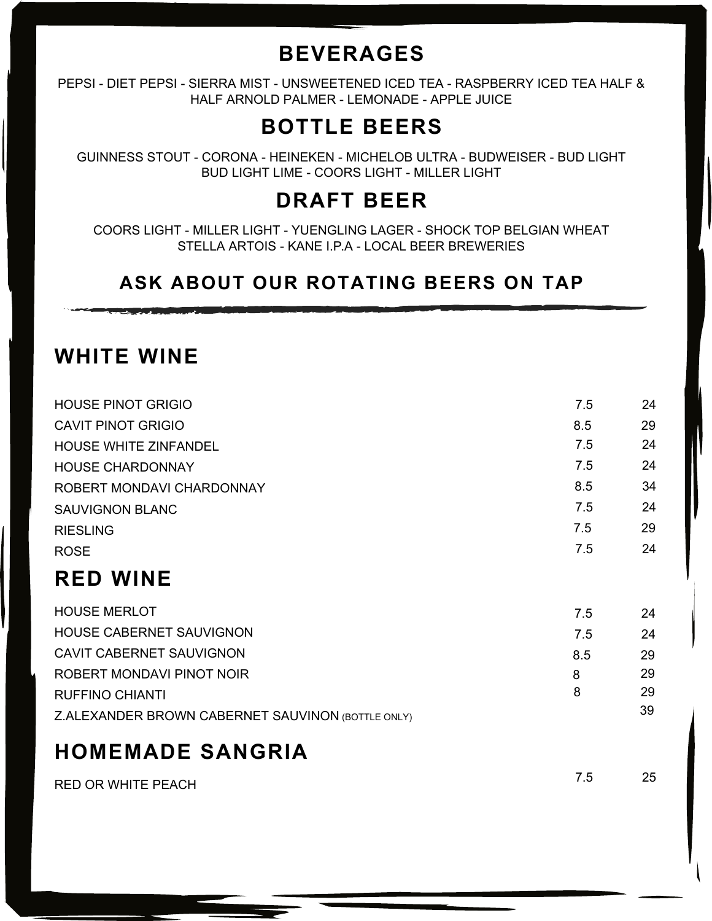## BEVERAGES

PEPSI - DIET PEPSI - SIERRA MIST - UNSWEETENED ICED TEA - RASPBERRY ICED TEA HALF & HALF ARNOLD PALMER - LEMONADE - APPLE JUICE

## BOTTLE BEERS

GUINNESS STOUT - CORONA - HEINEKEN - MICHELOB ULTRA - BUDWEISER - BUD LIGHT BUD LIGHT LIME - COORS LIGHT - MILLER LIGHT

## DRAFT BEER

COORS LIGHT - MILLER LIGHT - YUENGLING LAGER - SHOCK TOP BELGIAN WHEAT STELLA ARTOIS - KANE I.P.A - LOCAL BEER BREWERIES

### ASK ABOUT OUR ROTATING BEERS ON TAP

## WHITE WINE

| | | |
|---|---|---|
| HOUSE PINOT GRIGIO | 7.5 | 24 |
| CAVIT PINOT GRIGIO | 8.5 | 29 |
| HOUSE WHITE ZINFANDEL | 7.5 | 24 |
| HOUSE CHARDONNAY | 7.5 | 24 |
| ROBERT MONDAVI CHARDONNAY | 8.5 | 34 |
| SAUVIGNON BLANC | 7.5 | 24 |
| RIESLING | 7.5 | 29 |
| ROSE | 7.5 | 24 |

## RED WINE

| | | |
|---|---|---|
| HOUSE MERLOT | 7.5 | 24 |
| HOUSE CABERNET SAUVIGNON | 7.5 | 24 |
| CAVIT CABERNET SAUVIGNON | 8.5 | 29 |
| ROBERT MONDAVI PINOT NOIR | 8 | 29 |
| RUFFINO CHIANTI | 8 | 29 |
| Z.ALEXANDER BROWN CABERNET SAUVINON (BOTTLE ONLY) | | 39 |

## HOMEMADE SANGRIA

| | | |
|---|---|---|
| RED OR WHITE PEACH | 7.5 | 25 |